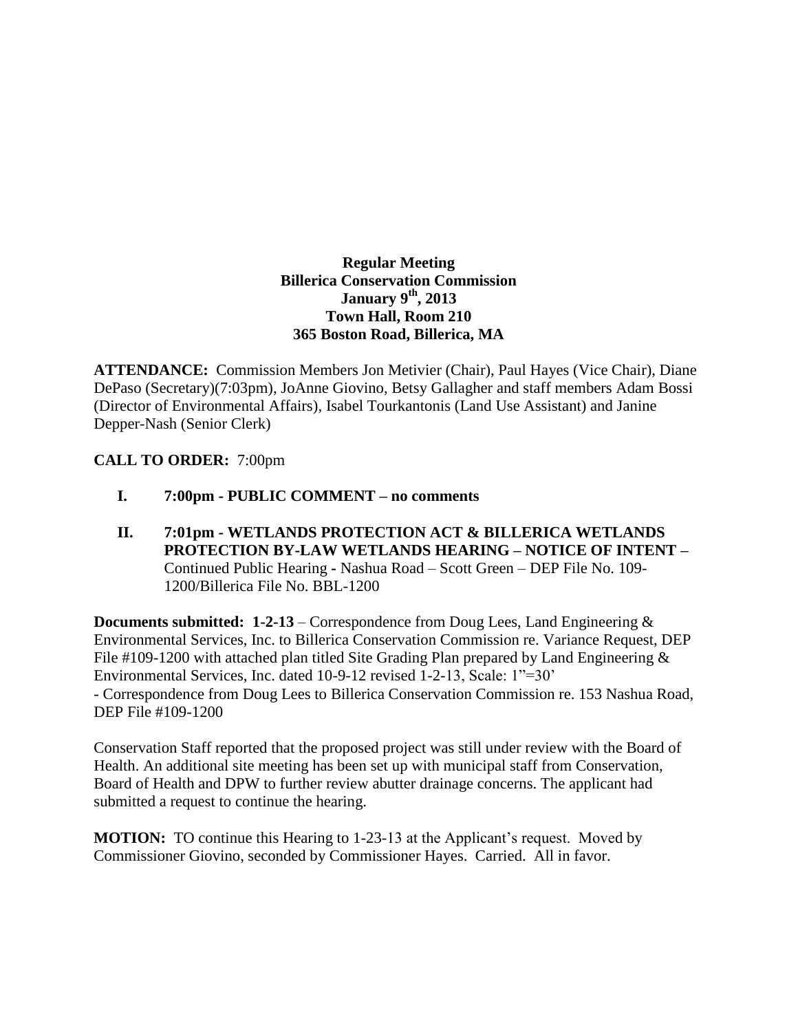**Regular Meeting**
**Billerica Conservation Commission**
**January 9th, 2013**
**Town Hall, Room 210**
**365 Boston Road, Billerica, MA**

**ATTENDANCE:** Commission Members Jon Metivier (Chair), Paul Hayes (Vice Chair), Diane DePaso (Secretary)(7:03pm), JoAnne Giovino, Betsy Gallagher and staff members Adam Bossi (Director of Environmental Affairs), Isabel Tourkantonis (Land Use Assistant) and Janine Depper-Nash (Senior Clerk)

**CALL TO ORDER:** 7:00pm

- **I. 7:00pm - PUBLIC COMMENT – no comments**

- **II. 7:01pm - WETLANDS PROTECTION ACT & BILLERICA WETLANDS PROTECTION BY-LAW WETLANDS HEARING – NOTICE OF INTENT –** Continued Public Hearing - Nashua Road – Scott Green – DEP File No. 109-1200/Billerica File No. BBL-1200

**Documents submitted: 1-2-13** – Correspondence from Doug Lees, Land Engineering & Environmental Services, Inc. to Billerica Conservation Commission re. Variance Request, DEP File #109-1200 with attached plan titled Site Grading Plan prepared by Land Engineering & Environmental Services, Inc. dated 10-9-12 revised 1-2-13, Scale: 1"=30'
- Correspondence from Doug Lees to Billerica Conservation Commission re. 153 Nashua Road, DEP File #109-1200

Conservation Staff reported that the proposed project was still under review with the Board of Health. An additional site meeting has been set up with municipal staff from Conservation, Board of Health and DPW to further review abutter drainage concerns. The applicant had submitted a request to continue the hearing.

**MOTION:** TO continue this Hearing to 1-23-13 at the Applicant's request. Moved by Commissioner Giovino, seconded by Commissioner Hayes. Carried. All in favor.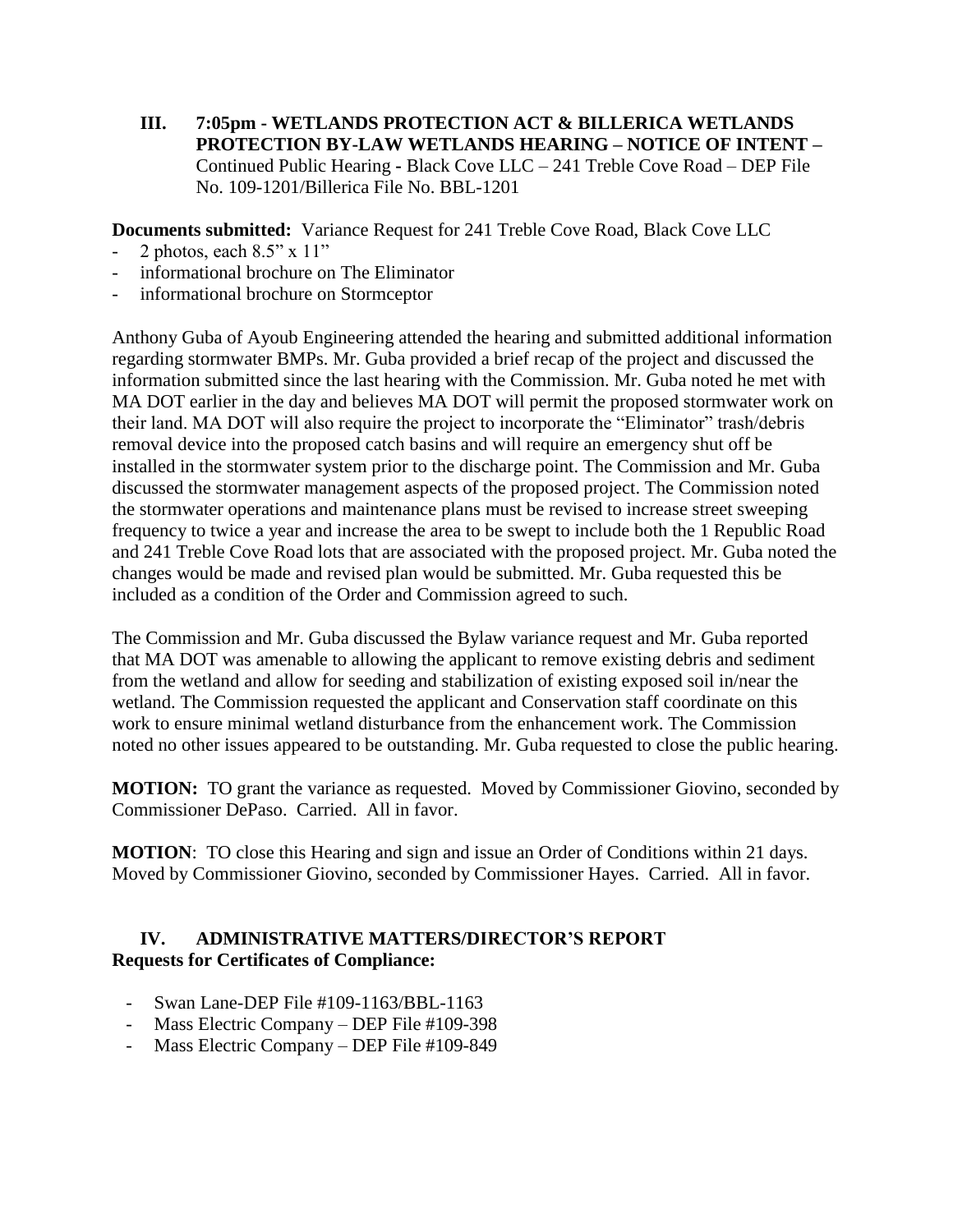### III. 7:05pm - WETLANDS PROTECTION ACT & BILLERICA WETLANDS PROTECTION BY-LAW WETLANDS HEARING – NOTICE OF INTENT –

Continued Public Hearing - Black Cove LLC – 241 Treble Cove Road – DEP File No. 109-1201/Billerica File No. BBL-1201

**Documents submitted:** Variance Request for 241 Treble Cove Road, Black Cove LLC

- 2 photos, each 8.5" x 11"
- informational brochure on The Eliminator
- informational brochure on Stormceptor

Anthony Guba of Ayoub Engineering attended the hearing and submitted additional information regarding stormwater BMPs. Mr. Guba provided a brief recap of the project and discussed the information submitted since the last hearing with the Commission. Mr. Guba noted he met with MA DOT earlier in the day and believes MA DOT will permit the proposed stormwater work on their land. MA DOT will also require the project to incorporate the "Eliminator" trash/debris removal device into the proposed catch basins and will require an emergency shut off be installed in the stormwater system prior to the discharge point. The Commission and Mr. Guba discussed the stormwater management aspects of the proposed project. The Commission noted the stormwater operations and maintenance plans must be revised to increase street sweeping frequency to twice a year and increase the area to be swept to include both the 1 Republic Road and 241 Treble Cove Road lots that are associated with the proposed project. Mr. Guba noted the changes would be made and revised plan would be submitted. Mr. Guba requested this be included as a condition of the Order and Commission agreed to such.

The Commission and Mr. Guba discussed the Bylaw variance request and Mr. Guba reported that MA DOT was amenable to allowing the applicant to remove existing debris and sediment from the wetland and allow for seeding and stabilization of existing exposed soil in/near the wetland. The Commission requested the applicant and Conservation staff coordinate on this work to ensure minimal wetland disturbance from the enhancement work. The Commission noted no other issues appeared to be outstanding. Mr. Guba requested to close the public hearing.

**MOTION:** TO grant the variance as requested. Moved by Commissioner Giovino, seconded by Commissioner DePaso. Carried. All in favor.

**MOTION**: TO close this Hearing and sign and issue an Order of Conditions within 21 days. Moved by Commissioner Giovino, seconded by Commissioner Hayes. Carried. All in favor.

### IV. ADMINISTRATIVE MATTERS/DIRECTOR'S REPORT

**Requests for Certificates of Compliance:**

- Swan Lane-DEP File #109-1163/BBL-1163
- Mass Electric Company – DEP File #109-398
- Mass Electric Company – DEP File #109-849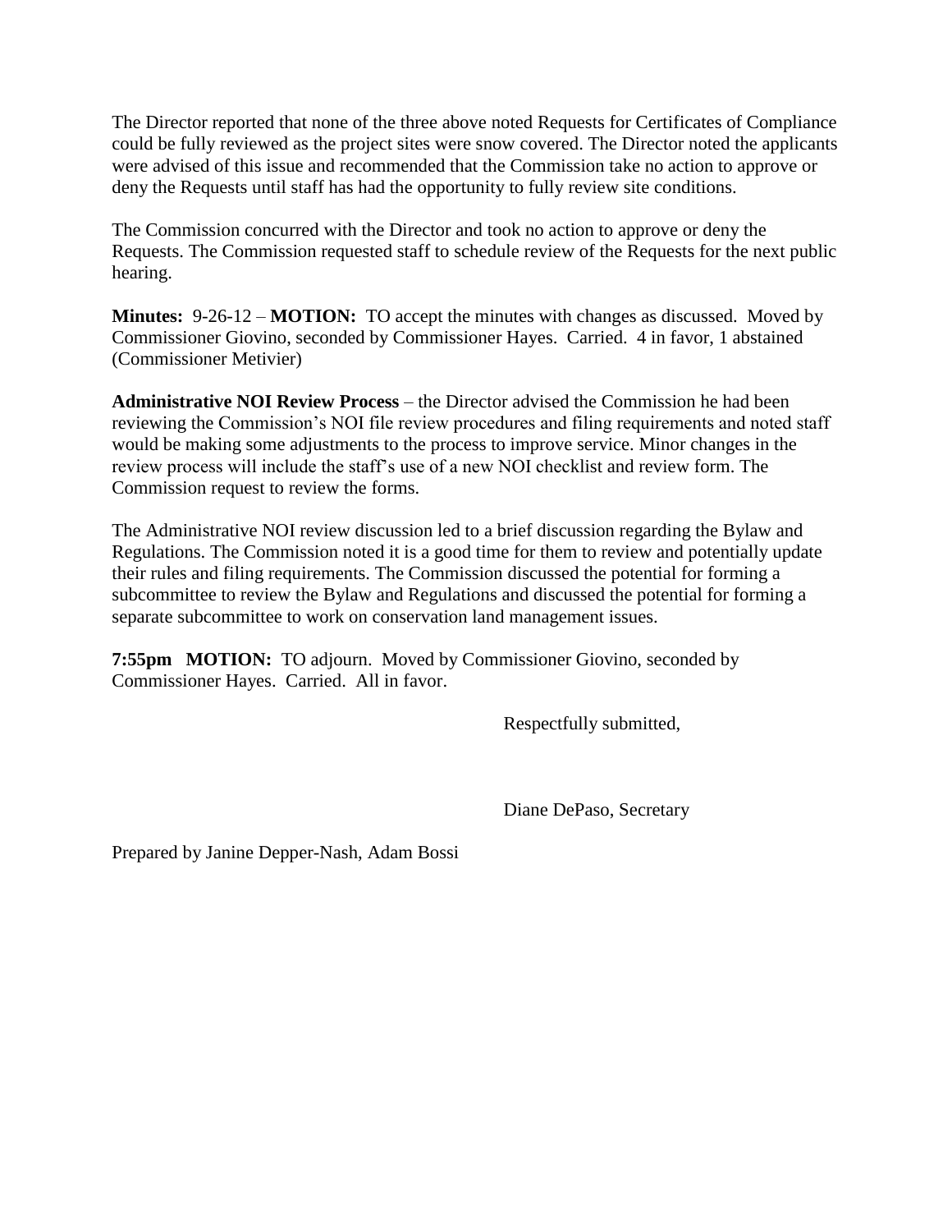The Director reported that none of the three above noted Requests for Certificates of Compliance could be fully reviewed as the project sites were snow covered. The Director noted the applicants were advised of this issue and recommended that the Commission take no action to approve or deny the Requests until staff has had the opportunity to fully review site conditions.

The Commission concurred with the Director and took no action to approve or deny the Requests. The Commission requested staff to schedule review of the Requests for the next public hearing.

**Minutes:** 9-26-12 – **MOTION:** TO accept the minutes with changes as discussed. Moved by Commissioner Giovino, seconded by Commissioner Hayes. Carried. 4 in favor, 1 abstained (Commissioner Metivier)

**Administrative NOI Review Process** – the Director advised the Commission he had been reviewing the Commission's NOI file review procedures and filing requirements and noted staff would be making some adjustments to the process to improve service. Minor changes in the review process will include the staff's use of a new NOI checklist and review form. The Commission request to review the forms.

The Administrative NOI review discussion led to a brief discussion regarding the Bylaw and Regulations. The Commission noted it is a good time for them to review and potentially update their rules and filing requirements. The Commission discussed the potential for forming a subcommittee to review the Bylaw and Regulations and discussed the potential for forming a separate subcommittee to work on conservation land management issues.

**7:55pm MOTION:** TO adjourn. Moved by Commissioner Giovino, seconded by Commissioner Hayes. Carried. All in favor.

Respectfully submitted,

Diane DePaso, Secretary

Prepared by Janine Depper-Nash, Adam Bossi